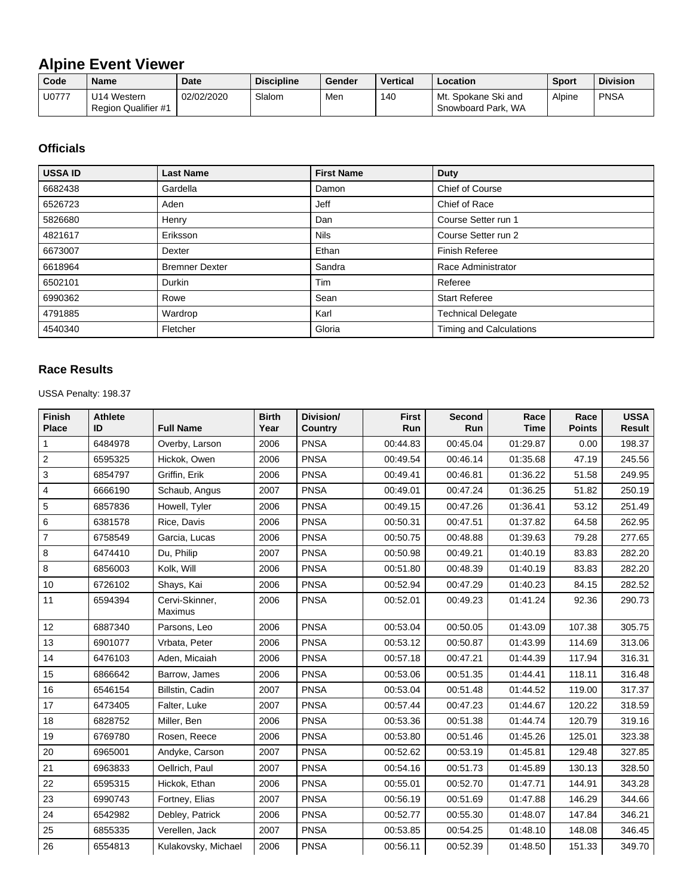# Alpine Event Viewer

| Code | Name | Date | Discipline | Gender | Vertical | Location | Sport | Division |
|---|---|---|---|---|---|---|---|---|
| U0777 | U14 Western Region Qualifier #1 | 02/02/2020 | Slalom | Men | 140 | Mt. Spokane Ski and Snowboard Park, WA | Alpine | PNSA |

## Officials

| USSA ID | Last Name | First Name | Duty |
|---|---|---|---|
| 6682438 | Gardella | Damon | Chief of Course |
| 6526723 | Aden | Jeff | Chief of Race |
| 5826680 | Henry | Dan | Course Setter run 1 |
| 4821617 | Eriksson | Nils | Course Setter run 2 |
| 6673007 | Dexter | Ethan | Finish Referee |
| 6618964 | Bremner Dexter | Sandra | Race Administrator |
| 6502101 | Durkin | Tim | Referee |
| 6990362 | Rowe | Sean | Start Referee |
| 4791885 | Wardrop | Karl | Technical Delegate |
| 4540340 | Fletcher | Gloria | Timing and Calculations |

## Race Results

USSA Penalty: 198.37

| Finish Place | Athlete ID | Full Name | Birth Year | Division/ Country | First Run | Second Run | Race Time | Race Points | USSA Result |
|---|---|---|---|---|---|---|---|---|---|
| 1 | 6484978 | Overby, Larson | 2006 | PNSA | 00:44.83 | 00:45.04 | 01:29.87 | 0.00 | 198.37 |
| 2 | 6595325 | Hickok, Owen | 2006 | PNSA | 00:49.54 | 00:46.14 | 01:35.68 | 47.19 | 245.56 |
| 3 | 6854797 | Griffin, Erik | 2006 | PNSA | 00:49.41 | 00:46.81 | 01:36.22 | 51.58 | 249.95 |
| 4 | 6666190 | Schaub, Angus | 2007 | PNSA | 00:49.01 | 00:47.24 | 01:36.25 | 51.82 | 250.19 |
| 5 | 6857836 | Howell, Tyler | 2006 | PNSA | 00:49.15 | 00:47.26 | 01:36.41 | 53.12 | 251.49 |
| 6 | 6381578 | Rice, Davis | 2006 | PNSA | 00:50.31 | 00:47.51 | 01:37.82 | 64.58 | 262.95 |
| 7 | 6758549 | Garcia, Lucas | 2006 | PNSA | 00:50.75 | 00:48.88 | 01:39.63 | 79.28 | 277.65 |
| 8 | 6474410 | Du, Philip | 2007 | PNSA | 00:50.98 | 00:49.21 | 01:40.19 | 83.83 | 282.20 |
| 8 | 6856003 | Kolk, Will | 2006 | PNSA | 00:51.80 | 00:48.39 | 01:40.19 | 83.83 | 282.20 |
| 10 | 6726102 | Shays, Kai | 2006 | PNSA | 00:52.94 | 00:47.29 | 01:40.23 | 84.15 | 282.52 |
| 11 | 6594394 | Cervi-Skinner, Maximus | 2006 | PNSA | 00:52.01 | 00:49.23 | 01:41.24 | 92.36 | 290.73 |
| 12 | 6887340 | Parsons, Leo | 2006 | PNSA | 00:53.04 | 00:50.05 | 01:43.09 | 107.38 | 305.75 |
| 13 | 6901077 | Vrbata, Peter | 2006 | PNSA | 00:53.12 | 00:50.87 | 01:43.99 | 114.69 | 313.06 |
| 14 | 6476103 | Aden, Micaiah | 2006 | PNSA | 00:57.18 | 00:47.21 | 01:44.39 | 117.94 | 316.31 |
| 15 | 6866642 | Barrow, James | 2006 | PNSA | 00:53.06 | 00:51.35 | 01:44.41 | 118.11 | 316.48 |
| 16 | 6546154 | Billstin, Cadin | 2007 | PNSA | 00:53.04 | 00:51.48 | 01:44.52 | 119.00 | 317.37 |
| 17 | 6473405 | Falter, Luke | 2007 | PNSA | 00:57.44 | 00:47.23 | 01:44.67 | 120.22 | 318.59 |
| 18 | 6828752 | Miller, Ben | 2006 | PNSA | 00:53.36 | 00:51.38 | 01:44.74 | 120.79 | 319.16 |
| 19 | 6769780 | Rosen, Reece | 2006 | PNSA | 00:53.80 | 00:51.46 | 01:45.26 | 125.01 | 323.38 |
| 20 | 6965001 | Andyke, Carson | 2007 | PNSA | 00:52.62 | 00:53.19 | 01:45.81 | 129.48 | 327.85 |
| 21 | 6963833 | Oellrich, Paul | 2007 | PNSA | 00:54.16 | 00:51.73 | 01:45.89 | 130.13 | 328.50 |
| 22 | 6595315 | Hickok, Ethan | 2006 | PNSA | 00:55.01 | 00:52.70 | 01:47.71 | 144.91 | 343.28 |
| 23 | 6990743 | Fortney, Elias | 2007 | PNSA | 00:56.19 | 00:51.69 | 01:47.88 | 146.29 | 344.66 |
| 24 | 6542982 | Debley, Patrick | 2006 | PNSA | 00:52.77 | 00:55.30 | 01:48.07 | 147.84 | 346.21 |
| 25 | 6855335 | Verellen, Jack | 2007 | PNSA | 00:53.85 | 00:54.25 | 01:48.10 | 148.08 | 346.45 |
| 26 | 6554813 | Kulakovsky, Michael | 2006 | PNSA | 00:56.11 | 00:52.39 | 01:48.50 | 151.33 | 349.70 |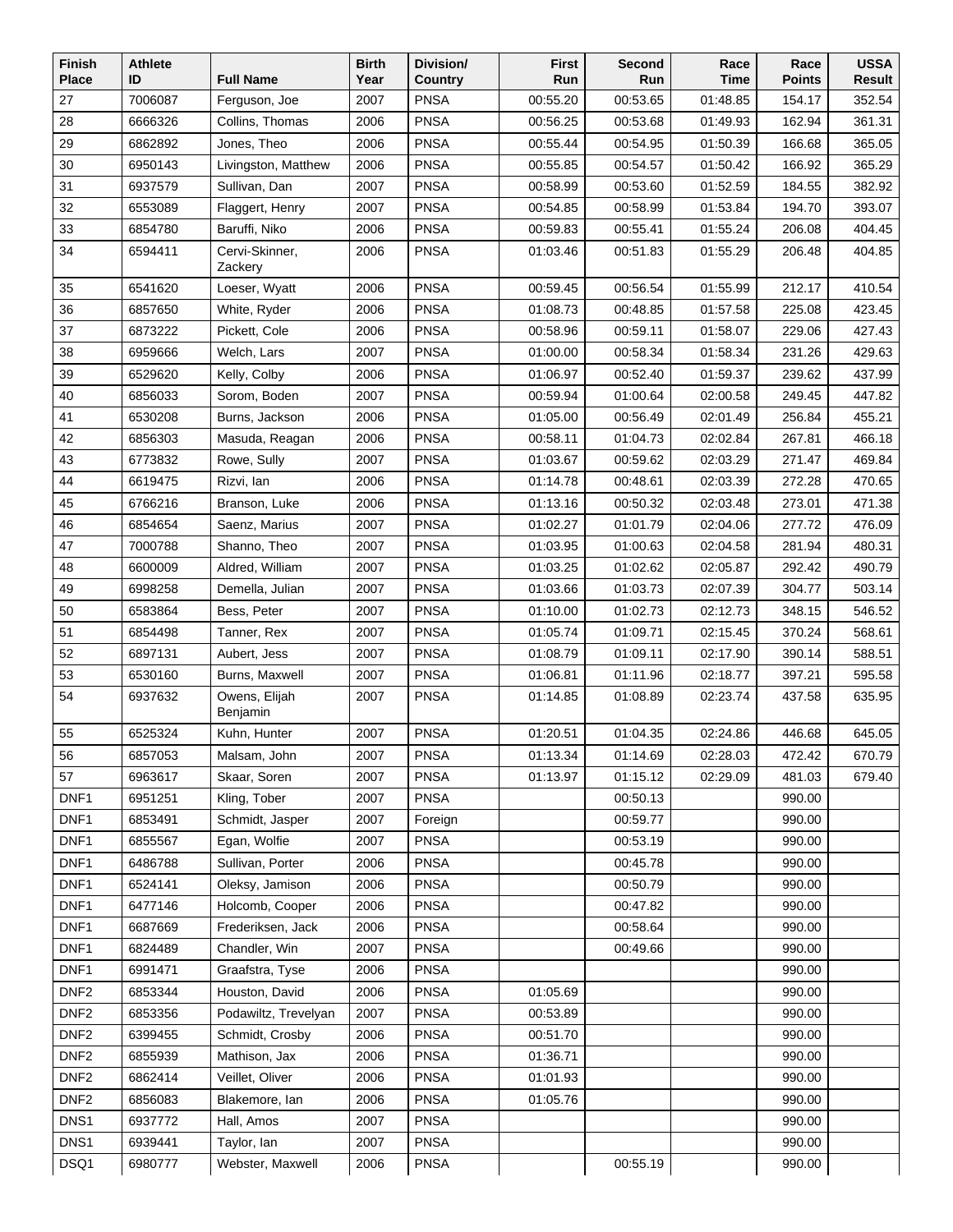| Finish Place | Athlete ID | Full Name | Birth Year | Division/ Country | First Run | Second Run | Race Time | Race Points | USSA Result |
|---|---|---|---|---|---|---|---|---|---|
| 27 | 7006087 | Ferguson, Joe | 2007 | PNSA | 00:55.20 | 00:53.65 | 01:48.85 | 154.17 | 352.54 |
| 28 | 6666326 | Collins, Thomas | 2006 | PNSA | 00:56.25 | 00:53.68 | 01:49.93 | 162.94 | 361.31 |
| 29 | 6862892 | Jones, Theo | 2006 | PNSA | 00:55.44 | 00:54.95 | 01:50.39 | 166.68 | 365.05 |
| 30 | 6950143 | Livingston, Matthew | 2006 | PNSA | 00:55.85 | 00:54.57 | 01:50.42 | 166.92 | 365.29 |
| 31 | 6937579 | Sullivan, Dan | 2007 | PNSA | 00:58.99 | 00:53.60 | 01:52.59 | 184.55 | 382.92 |
| 32 | 6553089 | Flaggert, Henry | 2007 | PNSA | 00:54.85 | 00:58.99 | 01:53.84 | 194.70 | 393.07 |
| 33 | 6854780 | Baruffi, Niko | 2006 | PNSA | 00:59.83 | 00:55.41 | 01:55.24 | 206.08 | 404.45 |
| 34 | 6594411 | Cervi-Skinner, Zackery | 2006 | PNSA | 01:03.46 | 00:51.83 | 01:55.29 | 206.48 | 404.85 |
| 35 | 6541620 | Loeser, Wyatt | 2006 | PNSA | 00:59.45 | 00:56.54 | 01:55.99 | 212.17 | 410.54 |
| 36 | 6857650 | White, Ryder | 2006 | PNSA | 01:08.73 | 00:48.85 | 01:57.58 | 225.08 | 423.45 |
| 37 | 6873222 | Pickett, Cole | 2006 | PNSA | 00:58.96 | 00:59.11 | 01:58.07 | 229.06 | 427.43 |
| 38 | 6959666 | Welch, Lars | 2007 | PNSA | 01:00.00 | 00:58.34 | 01:58.34 | 231.26 | 429.63 |
| 39 | 6529620 | Kelly, Colby | 2006 | PNSA | 01:06.97 | 00:52.40 | 01:59.37 | 239.62 | 437.99 |
| 40 | 6856033 | Sorom, Boden | 2007 | PNSA | 00:59.94 | 01:00.64 | 02:00.58 | 249.45 | 447.82 |
| 41 | 6530208 | Burns, Jackson | 2006 | PNSA | 01:05.00 | 00:56.49 | 02:01.49 | 256.84 | 455.21 |
| 42 | 6856303 | Masuda, Reagan | 2006 | PNSA | 00:58.11 | 01:04.73 | 02:02.84 | 267.81 | 466.18 |
| 43 | 6773832 | Rowe, Sully | 2007 | PNSA | 01:03.67 | 00:59.62 | 02:03.29 | 271.47 | 469.84 |
| 44 | 6619475 | Rizvi, Ian | 2006 | PNSA | 01:14.78 | 00:48.61 | 02:03.39 | 272.28 | 470.65 |
| 45 | 6766216 | Branson, Luke | 2006 | PNSA | 01:13.16 | 00:50.32 | 02:03.48 | 273.01 | 471.38 |
| 46 | 6854654 | Saenz, Marius | 2007 | PNSA | 01:02.27 | 01:01.79 | 02:04.06 | 277.72 | 476.09 |
| 47 | 7000788 | Shanno, Theo | 2007 | PNSA | 01:03.95 | 01:00.63 | 02:04.58 | 281.94 | 480.31 |
| 48 | 6600009 | Aldred, William | 2007 | PNSA | 01:03.25 | 01:02.62 | 02:05.87 | 292.42 | 490.79 |
| 49 | 6998258 | Demella, Julian | 2007 | PNSA | 01:03.66 | 01:03.73 | 02:07.39 | 304.77 | 503.14 |
| 50 | 6583864 | Bess, Peter | 2007 | PNSA | 01:10.00 | 01:02.73 | 02:12.73 | 348.15 | 546.52 |
| 51 | 6854498 | Tanner, Rex | 2007 | PNSA | 01:05.74 | 01:09.71 | 02:15.45 | 370.24 | 568.61 |
| 52 | 6897131 | Aubert, Jess | 2007 | PNSA | 01:08.79 | 01:09.11 | 02:17.90 | 390.14 | 588.51 |
| 53 | 6530160 | Burns, Maxwell | 2007 | PNSA | 01:06.81 | 01:11.96 | 02:18.77 | 397.21 | 595.58 |
| 54 | 6937632 | Owens, Elijah Benjamin | 2007 | PNSA | 01:14.85 | 01:08.89 | 02:23.74 | 437.58 | 635.95 |
| 55 | 6525324 | Kuhn, Hunter | 2007 | PNSA | 01:20.51 | 01:04.35 | 02:24.86 | 446.68 | 645.05 |
| 56 | 6857053 | Malsam, John | 2007 | PNSA | 01:13.34 | 01:14.69 | 02:28.03 | 472.42 | 670.79 |
| 57 | 6963617 | Skaar, Soren | 2007 | PNSA | 01:13.97 | 01:15.12 | 02:29.09 | 481.03 | 679.40 |
| DNF1 | 6951251 | Kling, Tober | 2007 | PNSA | | 00:50.13 | | 990.00 | |
| DNF1 | 6853491 | Schmidt, Jasper | 2007 | Foreign | | 00:59.77 | | 990.00 | |
| DNF1 | 6855567 | Egan, Wolfie | 2007 | PNSA | | 00:53.19 | | 990.00 | |
| DNF1 | 6486788 | Sullivan, Porter | 2006 | PNSA | | 00:45.78 | | 990.00 | |
| DNF1 | 6524141 | Oleksy, Jamison | 2006 | PNSA | | 00:50.79 | | 990.00 | |
| DNF1 | 6477146 | Holcomb, Cooper | 2006 | PNSA | | 00:47.82 | | 990.00 | |
| DNF1 | 6687669 | Frederiksen, Jack | 2006 | PNSA | | 00:58.64 | | 990.00 | |
| DNF1 | 6824489 | Chandler, Win | 2007 | PNSA | | 00:49.66 | | 990.00 | |
| DNF1 | 6991471 | Graafstra, Tyse | 2006 | PNSA | | | | 990.00 | |
| DNF2 | 6853344 | Houston, David | 2006 | PNSA | 01:05.69 | | | 990.00 | |
| DNF2 | 6853356 | Podawiltz, Trevelyan | 2007 | PNSA | 00:53.89 | | | 990.00 | |
| DNF2 | 6399455 | Schmidt, Crosby | 2006 | PNSA | 00:51.70 | | | 990.00 | |
| DNF2 | 6855939 | Mathison, Jax | 2006 | PNSA | 01:36.71 | | | 990.00 | |
| DNF2 | 6862414 | Veillet, Oliver | 2006 | PNSA | 01:01.93 | | | 990.00 | |
| DNF2 | 6856083 | Blakemore, Ian | 2006 | PNSA | 01:05.76 | | | 990.00 | |
| DNS1 | 6937772 | Hall, Amos | 2007 | PNSA | | | | 990.00 | |
| DNS1 | 6939441 | Taylor, Ian | 2007 | PNSA | | | | 990.00 | |
| DSQ1 | 6980777 | Webster, Maxwell | 2006 | PNSA | | 00:55.19 | | 990.00 | |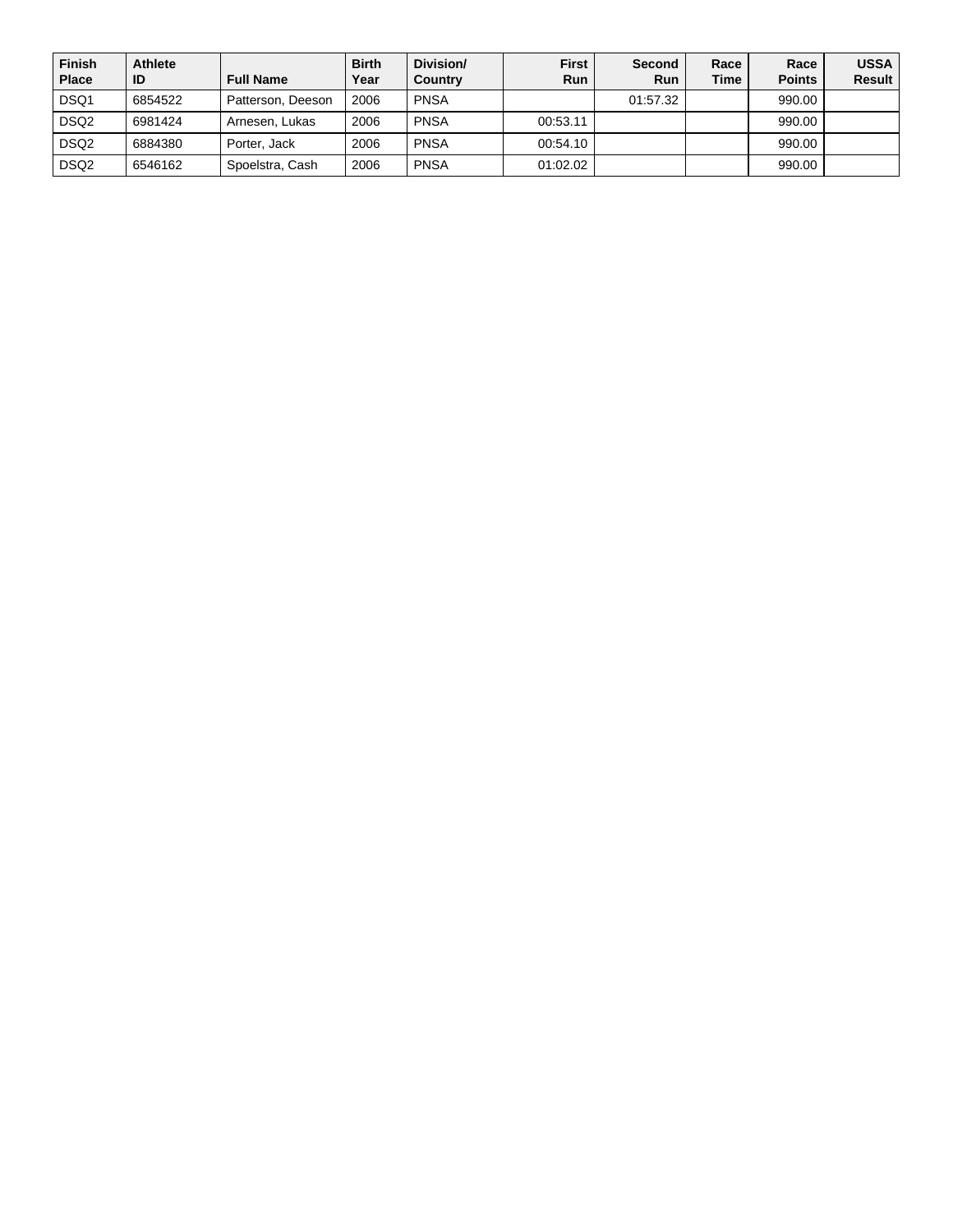| Finish Place | Athlete ID | Full Name | Birth Year | Division/ Country | First Run | Second Run | Race Time | Race Points | USSA Result |
|---|---|---|---|---|---|---|---|---|---|
| DSQ1 | 6854522 | Patterson, Deeson | 2006 | PNSA | | 01:57.32 | | 990.00 | |
| DSQ2 | 6981424 | Arnesen, Lukas | 2006 | PNSA | 00:53.11 | | | 990.00 | |
| DSQ2 | 6884380 | Porter, Jack | 2006 | PNSA | 00:54.10 | | | 990.00 | |
| DSQ2 | 6546162 | Spoelstra, Cash | 2006 | PNSA | 01:02.02 | | | 990.00 | |